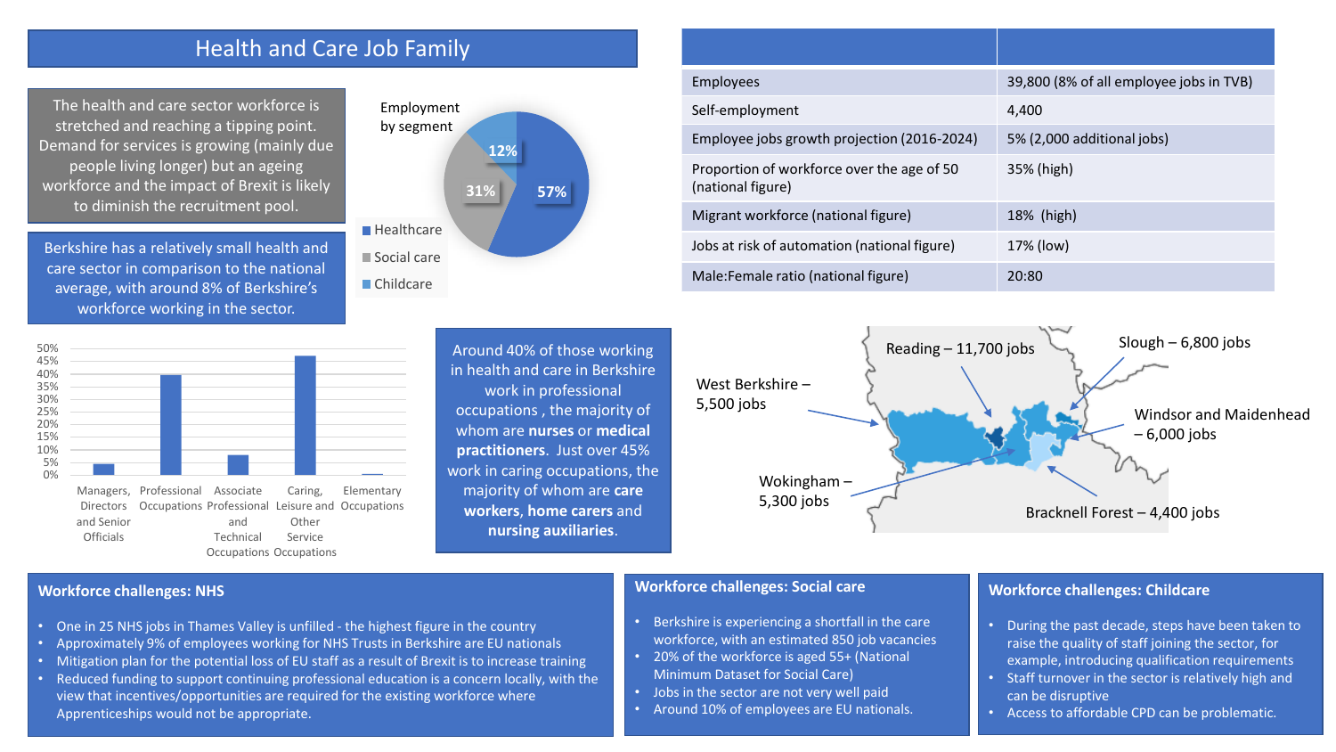# Health and Care Job Family

The health and care sector workforce is stretched and reaching a tipping point. Demand for services is growing (mainly due people living longer) but an ageing workforce and the impact of Brexit is likely to diminish the recruitment pool.

Berkshire has a relatively small health and care sector in comparison to the national average, with around 8% of Berkshire's workforce working in the sector.

Employment by segment

- Healthcare: 57%
- Social care: 31%
- Childcare: 12%

| | |
|---|---|
| Employees | 39,800 (8% of all employee jobs in TVB) |
| Self-employment | 4,400 |
| Employee jobs growth projection (2016-2024) | 5% (2,000 additional jobs) |
| Proportion of workforce over the age of 50 (national figure) | 35% (high) |
| Migrant workforce (national figure) | 18% (high) |
| Jobs at risk of automation (national figure) | 17% (low) |
| Male:Female ratio (national figure) | 20:80 |

Occupations (0%–50% scale): Managers, Directors and Senior Officials; Professional Occupations; Associate Professional and Technical Occupations; Caring, Leisure and Other Service Occupations; Elementary Occupations

Around 40% of those working in health and care in Berkshire work in professional occupations , the majority of whom are **nurses** or **medical practitioners**. Just over 45% work in caring occupations, the majority of whom are **care workers**, **home carers** and **nursing auxiliaries**.

- Reading – 11,700 jobs
- Slough – 6,800 jobs
- West Berkshire – 5,500 jobs
- Windsor and Maidenhead – 6,000 jobs
- Wokingham – 5,300 jobs
- Bracknell Forest – 4,400 jobs

## Workforce challenges: NHS

- One in 25 NHS jobs in Thames Valley is unfilled - the highest figure in the country
- Approximately 9% of employees working for NHS Trusts in Berkshire are EU nationals
- Mitigation plan for the potential loss of EU staff as a result of Brexit is to increase training
- Reduced funding to support continuing professional education is a concern locally, with the view that incentives/opportunities are required for the existing workforce where Apprenticeships would not be appropriate.

## Workforce challenges: Social care

- Berkshire is experiencing a shortfall in the care workforce, with an estimated 850 job vacancies
- 20% of the workforce is aged 55+ (National Minimum Dataset for Social Care)
- Jobs in the sector are not very well paid
- Around 10% of employees are EU nationals.

## Workforce challenges: Childcare

- During the past decade, steps have been taken to raise the quality of staff joining the sector, for example, introducing qualification requirements
- Staff turnover in the sector is relatively high and can be disruptive
- Access to affordable CPD can be problematic.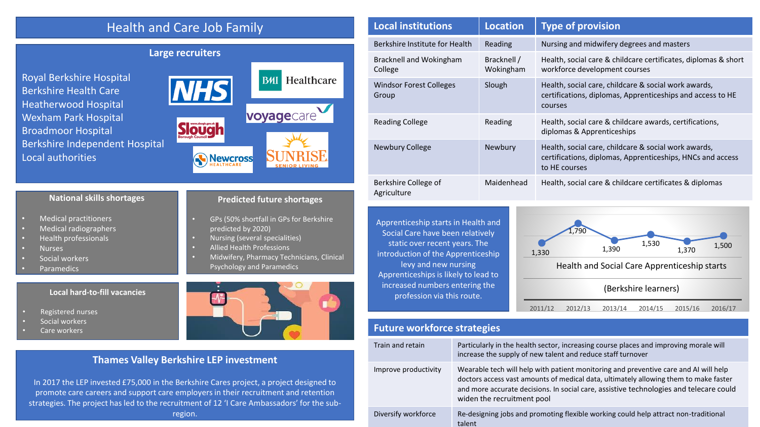# Health and Care Job Family

## Large recruiters

- Royal Berkshire Hospital
- Berkshire Health Care
- Heatherwood Hospital
- Wexham Park Hospital
- Broadmoor Hospital
- Berkshire Independent Hospital
- Local authorities

NHS
BMI Healthcare
voyagecare
Slough Borough Council
Newcross Healthcare
SUNRISE SENIOR LIVING

## National skills shortages

- Medical practitioners
- Medical radiographers
- Health professionals
- Nurses
- Social workers
- Paramedics

## Predicted future shortages

- GPs (50% shortfall in GPs for Berkshire predicted by 2020)
- Nursing (several specialities)
- Allied Health Professions
- Midwifery, Pharmacy Technicians, Clinical Psychology and Paramedics

## Local hard-to-fill vacancies

- Registered nurses
- Social workers
- Care workers

## Thames Valley Berkshire LEP investment

In 2017 the LEP invested £75,000 in the Berkshire Cares project, a project designed to promote care careers and support care employers in their recruitment and retention strategies. The project has led to the recruitment of 12 'I Care Ambassadors' for the sub-region.

| Local institutions | Location | Type of provision |
|---|---|---|
| Berkshire Institute for Health | Reading | Nursing and midwifery degrees and masters |
| Bracknell and Wokingham College | Bracknell / Wokingham | Health, social care & childcare certificates, diplomas & short workforce development courses |
| Windsor Forest Colleges Group | Slough | Health, social care, childcare & social work awards, certifications, diplomas, Apprenticeships and access to HE courses |
| Reading College | Reading | Health, social care & childcare awards, certifications, diplomas & Apprenticeships |
| Newbury College | Newbury | Health, social care, childcare & social work awards, certifications, diplomas, Apprenticeships, HNCs and access to HE courses |
| Berkshire College of Agriculture | Maidenhead | Health, social care & childcare certificates & diplomas |

Apprenticeship starts in Health and Social Care have been relatively static over recent years. The introduction of the Apprenticeship levy and new nursing Apprenticeships is likely to lead to increased numbers entering the profession via this route.

Health and Social Care Apprenticeship starts

(Berkshire learners)

1,330
1,790
1,390
1,530
1,370
1,500

2011/12
2012/13
2013/14
2014/15
2015/16
2016/17

## Future workforce strategies

| | |
|---|---|
| Train and retain | Particularly in the health sector, increasing course places and improving morale will increase the supply of new talent and reduce staff turnover |
| Improve productivity | Wearable tech will help with patient monitoring and preventive care and AI will help doctors access vast amounts of medical data, ultimately allowing them to make faster and more accurate decisions. In social care, assistive technologies and telecare could widen the recruitment pool |
| Diversify workforce | Re-designing jobs and promoting flexible working could help attract non-traditional talent |